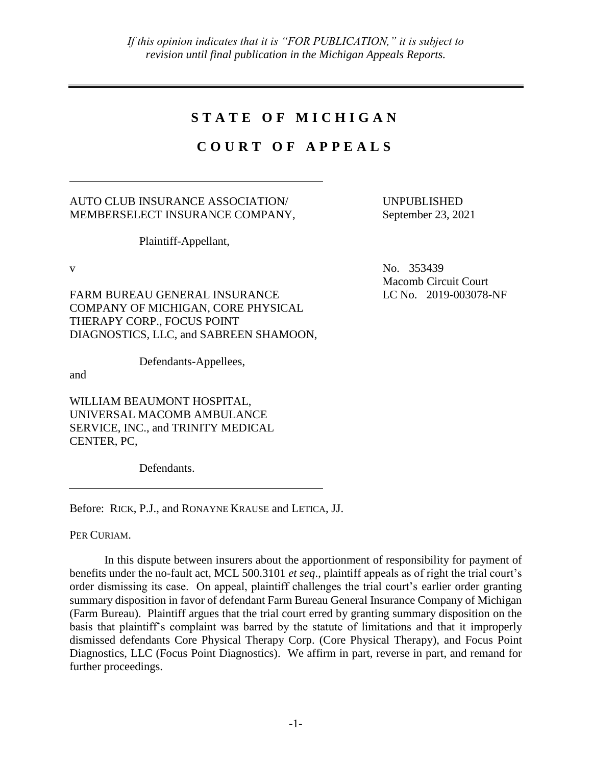*If this opinion indicates that it is "FOR PUBLICATION," it is subject to revision until final publication in the Michigan Appeals Reports.*

---

# STATE OF MICHIGAN

# COURT OF APPEALS

---

AUTO CLUB INSURANCE ASSOCIATION/ MEMBERSELECT INSURANCE COMPANY,

Plaintiff-Appellant,

v

FARM BUREAU GENERAL INSURANCE COMPANY OF MICHIGAN, CORE PHYSICAL THERAPY CORP., FOCUS POINT DIAGNOSTICS, LLC, and SABREEN SHAMOON,

Defendants-Appellees,

and

WILLIAM BEAUMONT HOSPITAL, UNIVERSAL MACOMB AMBULANCE SERVICE, INC., and TRINITY MEDICAL CENTER, PC,

Defendants.

---

UNPUBLISHED
September 23, 2021

No. 353439
Macomb Circuit Court
LC No. 2019-003078-NF

Before: RICK, P.J., and RONAYNE KRAUSE and LETICA, JJ.

PER CURIAM.

In this dispute between insurers about the apportionment of responsibility for payment of benefits under the no-fault act, MCL 500.3101 *et seq*., plaintiff appeals as of right the trial court's order dismissing its case. On appeal, plaintiff challenges the trial court's earlier order granting summary disposition in favor of defendant Farm Bureau General Insurance Company of Michigan (Farm Bureau). Plaintiff argues that the trial court erred by granting summary disposition on the basis that plaintiff's complaint was barred by the statute of limitations and that it improperly dismissed defendants Core Physical Therapy Corp. (Core Physical Therapy), and Focus Point Diagnostics, LLC (Focus Point Diagnostics). We affirm in part, reverse in part, and remand for further proceedings.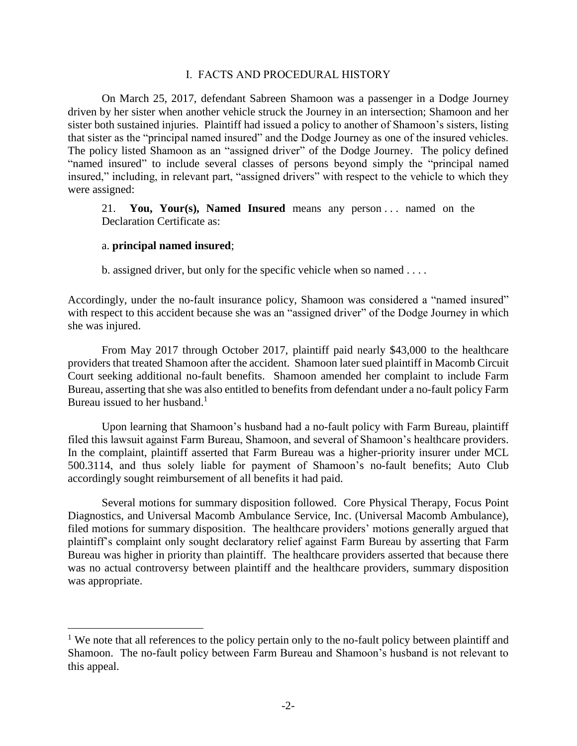## I. FACTS AND PROCEDURAL HISTORY

On March 25, 2017, defendant Sabreen Shamoon was a passenger in a Dodge Journey driven by her sister when another vehicle struck the Journey in an intersection; Shamoon and her sister both sustained injuries. Plaintiff had issued a policy to another of Shamoon's sisters, listing that sister as the "principal named insured" and the Dodge Journey as one of the insured vehicles. The policy listed Shamoon as an "assigned driver" of the Dodge Journey. The policy defined "named insured" to include several classes of persons beyond simply the "principal named insured," including, in relevant part, "assigned drivers" with respect to the vehicle to which they were assigned:

> 21. **You, Your(s), Named Insured** means any person . . . named on the Declaration Certificate as:
>
> a. **principal named insured**;
>
> b. assigned driver, but only for the specific vehicle when so named . . . .

Accordingly, under the no-fault insurance policy, Shamoon was considered a "named insured" with respect to this accident because she was an "assigned driver" of the Dodge Journey in which she was injured.

From May 2017 through October 2017, plaintiff paid nearly $43,000 to the healthcare providers that treated Shamoon after the accident. Shamoon later sued plaintiff in Macomb Circuit Court seeking additional no-fault benefits. Shamoon amended her complaint to include Farm Bureau, asserting that she was also entitled to benefits from defendant under a no-fault policy Farm Bureau issued to her husband.[1]

Upon learning that Shamoon's husband had a no-fault policy with Farm Bureau, plaintiff filed this lawsuit against Farm Bureau, Shamoon, and several of Shamoon's healthcare providers. In the complaint, plaintiff asserted that Farm Bureau was a higher-priority insurer under MCL 500.3114, and thus solely liable for payment of Shamoon's no-fault benefits; Auto Club accordingly sought reimbursement of all benefits it had paid.

Several motions for summary disposition followed. Core Physical Therapy, Focus Point Diagnostics, and Universal Macomb Ambulance Service, Inc. (Universal Macomb Ambulance), filed motions for summary disposition. The healthcare providers' motions generally argued that plaintiff's complaint only sought declaratory relief against Farm Bureau by asserting that Farm Bureau was higher in priority than plaintiff. The healthcare providers asserted that because there was no actual controversy between plaintiff and the healthcare providers, summary disposition was appropriate.

---

[1] We note that all references to the policy pertain only to the no-fault policy between plaintiff and Shamoon. The no-fault policy between Farm Bureau and Shamoon's husband is not relevant to this appeal.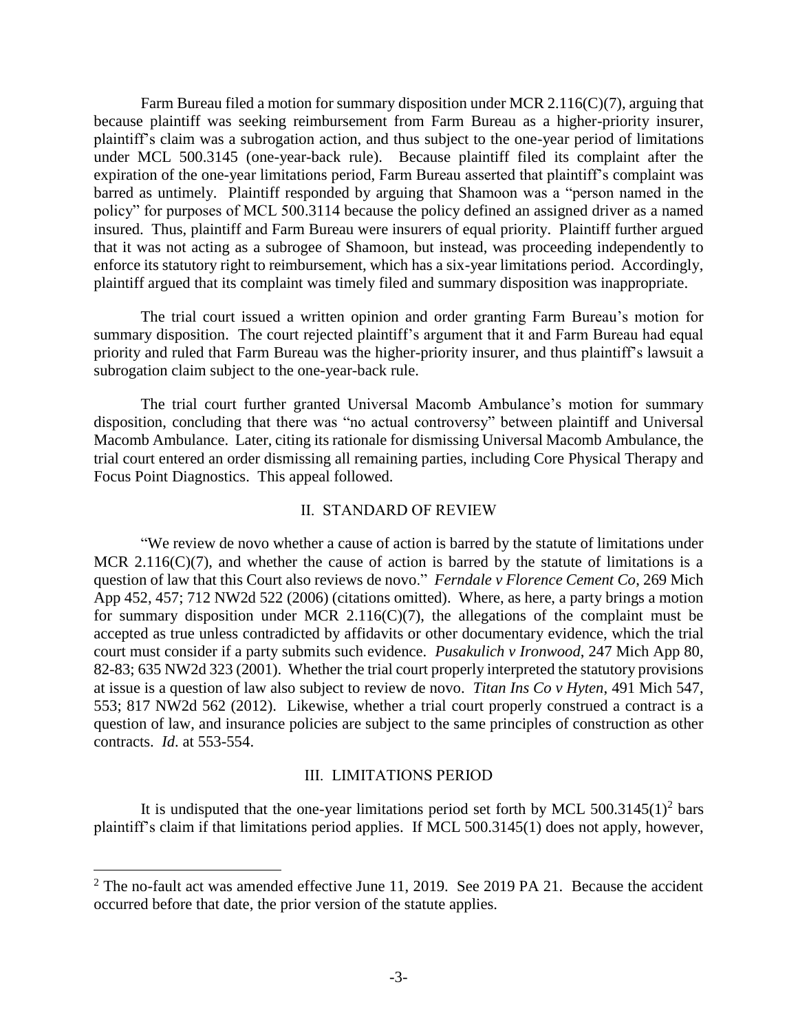Farm Bureau filed a motion for summary disposition under MCR 2.116(C)(7), arguing that because plaintiff was seeking reimbursement from Farm Bureau as a higher-priority insurer, plaintiff's claim was a subrogation action, and thus subject to the one-year period of limitations under MCL 500.3145 (one-year-back rule). Because plaintiff filed its complaint after the expiration of the one-year limitations period, Farm Bureau asserted that plaintiff's complaint was barred as untimely. Plaintiff responded by arguing that Shamoon was a "person named in the policy" for purposes of MCL 500.3114 because the policy defined an assigned driver as a named insured. Thus, plaintiff and Farm Bureau were insurers of equal priority. Plaintiff further argued that it was not acting as a subrogee of Shamoon, but instead, was proceeding independently to enforce its statutory right to reimbursement, which has a six-year limitations period. Accordingly, plaintiff argued that its complaint was timely filed and summary disposition was inappropriate.

The trial court issued a written opinion and order granting Farm Bureau's motion for summary disposition. The court rejected plaintiff's argument that it and Farm Bureau had equal priority and ruled that Farm Bureau was the higher-priority insurer, and thus plaintiff's lawsuit a subrogation claim subject to the one-year-back rule.

The trial court further granted Universal Macomb Ambulance's motion for summary disposition, concluding that there was "no actual controversy" between plaintiff and Universal Macomb Ambulance. Later, citing its rationale for dismissing Universal Macomb Ambulance, the trial court entered an order dismissing all remaining parties, including Core Physical Therapy and Focus Point Diagnostics. This appeal followed.

## II. STANDARD OF REVIEW

"We review de novo whether a cause of action is barred by the statute of limitations under MCR 2.116(C)(7), and whether the cause of action is barred by the statute of limitations is a question of law that this Court also reviews de novo." *Ferndale v Florence Cement Co*, 269 Mich App 452, 457; 712 NW2d 522 (2006) (citations omitted). Where, as here, a party brings a motion for summary disposition under MCR 2.116(C)(7), the allegations of the complaint must be accepted as true unless contradicted by affidavits or other documentary evidence, which the trial court must consider if a party submits such evidence. *Pusakulich v Ironwood*, 247 Mich App 80, 82-83; 635 NW2d 323 (2001). Whether the trial court properly interpreted the statutory provisions at issue is a question of law also subject to review de novo. *Titan Ins Co v Hyten*, 491 Mich 547, 553; 817 NW2d 562 (2012). Likewise, whether a trial court properly construed a contract is a question of law, and insurance policies are subject to the same principles of construction as other contracts. *Id*. at 553-554.

## III. LIMITATIONS PERIOD

It is undisputed that the one-year limitations period set forth by MCL 500.3145(1)[2] bars plaintiff's claim if that limitations period applies. If MCL 500.3145(1) does not apply, however,

---

[2] The no-fault act was amended effective June 11, 2019. See 2019 PA 21. Because the accident occurred before that date, the prior version of the statute applies.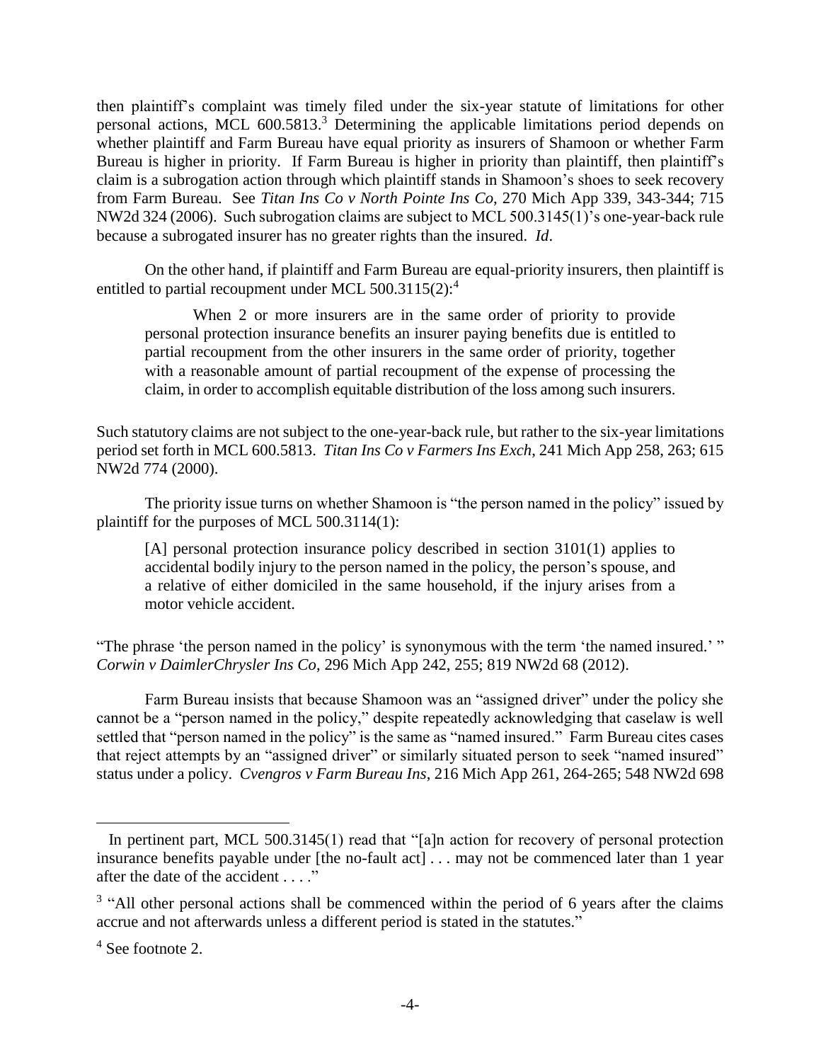then plaintiff's complaint was timely filed under the six-year statute of limitations for other personal actions, MCL 600.5813.[3] Determining the applicable limitations period depends on whether plaintiff and Farm Bureau have equal priority as insurers of Shamoon or whether Farm Bureau is higher in priority. If Farm Bureau is higher in priority than plaintiff, then plaintiff's claim is a subrogation action through which plaintiff stands in Shamoon's shoes to seek recovery from Farm Bureau. See *Titan Ins Co v North Pointe Ins Co*, 270 Mich App 339, 343-344; 715 NW2d 324 (2006). Such subrogation claims are subject to MCL 500.3145(1)'s one-year-back rule because a subrogated insurer has no greater rights than the insured. *Id*.

On the other hand, if plaintiff and Farm Bureau are equal-priority insurers, then plaintiff is entitled to partial recoupment under MCL 500.3115(2):[4]

> When 2 or more insurers are in the same order of priority to provide personal protection insurance benefits an insurer paying benefits due is entitled to partial recoupment from the other insurers in the same order of priority, together with a reasonable amount of partial recoupment of the expense of processing the claim, in order to accomplish equitable distribution of the loss among such insurers.

Such statutory claims are not subject to the one-year-back rule, but rather to the six-year limitations period set forth in MCL 600.5813. *Titan Ins Co v Farmers Ins Exch*, 241 Mich App 258, 263; 615 NW2d 774 (2000).

The priority issue turns on whether Shamoon is "the person named in the policy" issued by plaintiff for the purposes of MCL 500.3114(1):

> [A] personal protection insurance policy described in section 3101(1) applies to accidental bodily injury to the person named in the policy, the person's spouse, and a relative of either domiciled in the same household, if the injury arises from a motor vehicle accident.

"The phrase 'the person named in the policy' is synonymous with the term 'the named insured.' " *Corwin v DaimlerChrysler Ins Co*, 296 Mich App 242, 255; 819 NW2d 68 (2012).

Farm Bureau insists that because Shamoon was an "assigned driver" under the policy she cannot be a "person named in the policy," despite repeatedly acknowledging that caselaw is well settled that "person named in the policy" is the same as "named insured." Farm Bureau cites cases that reject attempts by an "assigned driver" or similarly situated person to seek "named insured" status under a policy. *Cvengros v Farm Bureau Ins*, 216 Mich App 261, 264-265; 548 NW2d 698

---

In pertinent part, MCL 500.3145(1) read that "[a]n action for recovery of personal protection insurance benefits payable under [the no-fault act] . . . may not be commenced later than 1 year after the date of the accident . . . ."

[3] "All other personal actions shall be commenced within the period of 6 years after the claims accrue and not afterwards unless a different period is stated in the statutes."

[4] See footnote 2.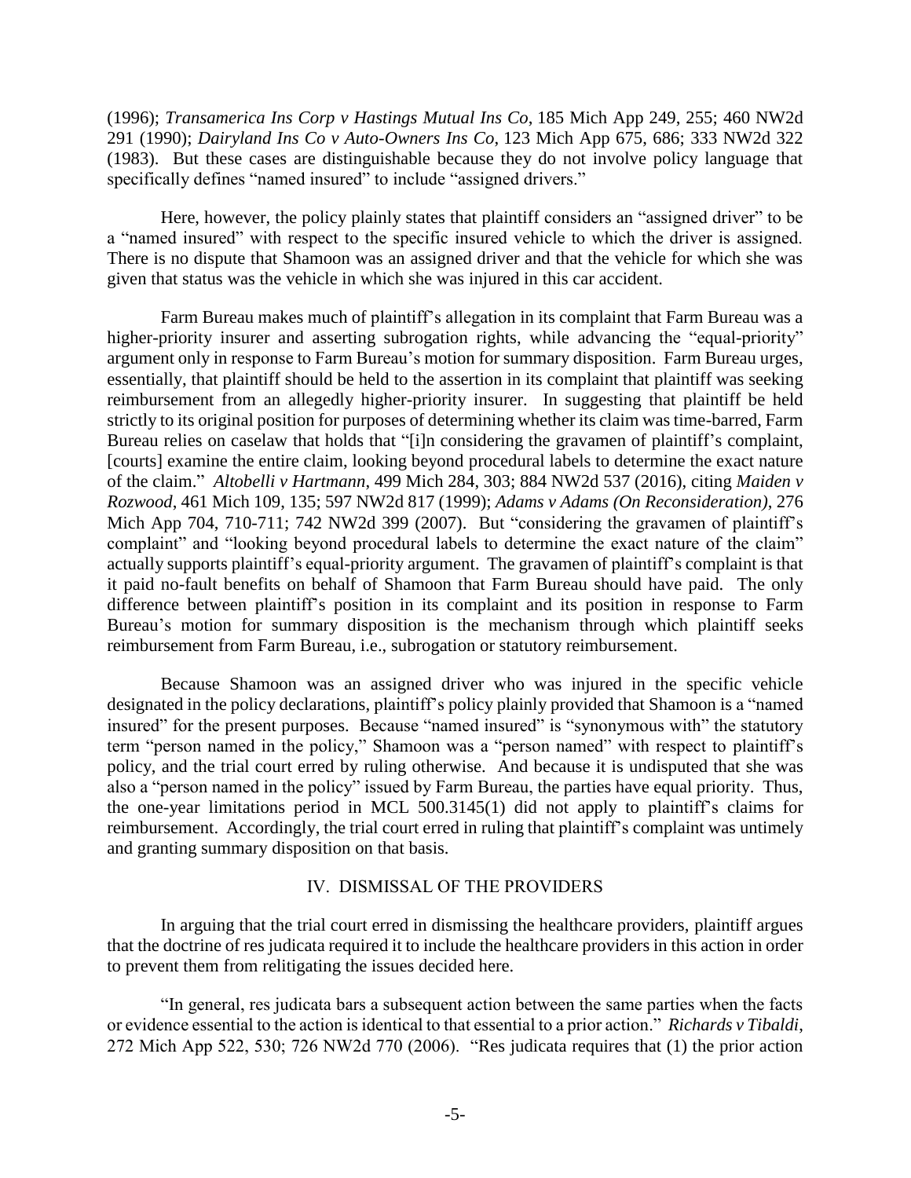(1996); *Transamerica Ins Corp v Hastings Mutual Ins Co*, 185 Mich App 249, 255; 460 NW2d 291 (1990); *Dairyland Ins Co v Auto-Owners Ins Co*, 123 Mich App 675, 686; 333 NW2d 322 (1983). But these cases are distinguishable because they do not involve policy language that specifically defines "named insured" to include "assigned drivers."

Here, however, the policy plainly states that plaintiff considers an "assigned driver" to be a "named insured" with respect to the specific insured vehicle to which the driver is assigned. There is no dispute that Shamoon was an assigned driver and that the vehicle for which she was given that status was the vehicle in which she was injured in this car accident.

Farm Bureau makes much of plaintiff's allegation in its complaint that Farm Bureau was a higher-priority insurer and asserting subrogation rights, while advancing the "equal-priority" argument only in response to Farm Bureau's motion for summary disposition. Farm Bureau urges, essentially, that plaintiff should be held to the assertion in its complaint that plaintiff was seeking reimbursement from an allegedly higher-priority insurer. In suggesting that plaintiff be held strictly to its original position for purposes of determining whether its claim was time-barred, Farm Bureau relies on caselaw that holds that "[i]n considering the gravamen of plaintiff's complaint, [courts] examine the entire claim, looking beyond procedural labels to determine the exact nature of the claim." *Altobelli v Hartmann*, 499 Mich 284, 303; 884 NW2d 537 (2016), citing *Maiden v Rozwood*, 461 Mich 109, 135; 597 NW2d 817 (1999); *Adams v Adams (On Reconsideration)*, 276 Mich App 704, 710-711; 742 NW2d 399 (2007). But "considering the gravamen of plaintiff's complaint" and "looking beyond procedural labels to determine the exact nature of the claim" actually supports plaintiff's equal-priority argument. The gravamen of plaintiff's complaint is that it paid no-fault benefits on behalf of Shamoon that Farm Bureau should have paid. The only difference between plaintiff's position in its complaint and its position in response to Farm Bureau's motion for summary disposition is the mechanism through which plaintiff seeks reimbursement from Farm Bureau, i.e., subrogation or statutory reimbursement.

Because Shamoon was an assigned driver who was injured in the specific vehicle designated in the policy declarations, plaintiff's policy plainly provided that Shamoon is a "named insured" for the present purposes. Because "named insured" is "synonymous with" the statutory term "person named in the policy," Shamoon was a "person named" with respect to plaintiff's policy, and the trial court erred by ruling otherwise. And because it is undisputed that she was also a "person named in the policy" issued by Farm Bureau, the parties have equal priority. Thus, the one-year limitations period in MCL 500.3145(1) did not apply to plaintiff's claims for reimbursement. Accordingly, the trial court erred in ruling that plaintiff's complaint was untimely and granting summary disposition on that basis.

## IV. DISMISSAL OF THE PROVIDERS

In arguing that the trial court erred in dismissing the healthcare providers, plaintiff argues that the doctrine of res judicata required it to include the healthcare providers in this action in order to prevent them from relitigating the issues decided here.

"In general, res judicata bars a subsequent action between the same parties when the facts or evidence essential to the action is identical to that essential to a prior action." *Richards v Tibaldi*, 272 Mich App 522, 530; 726 NW2d 770 (2006). "Res judicata requires that (1) the prior action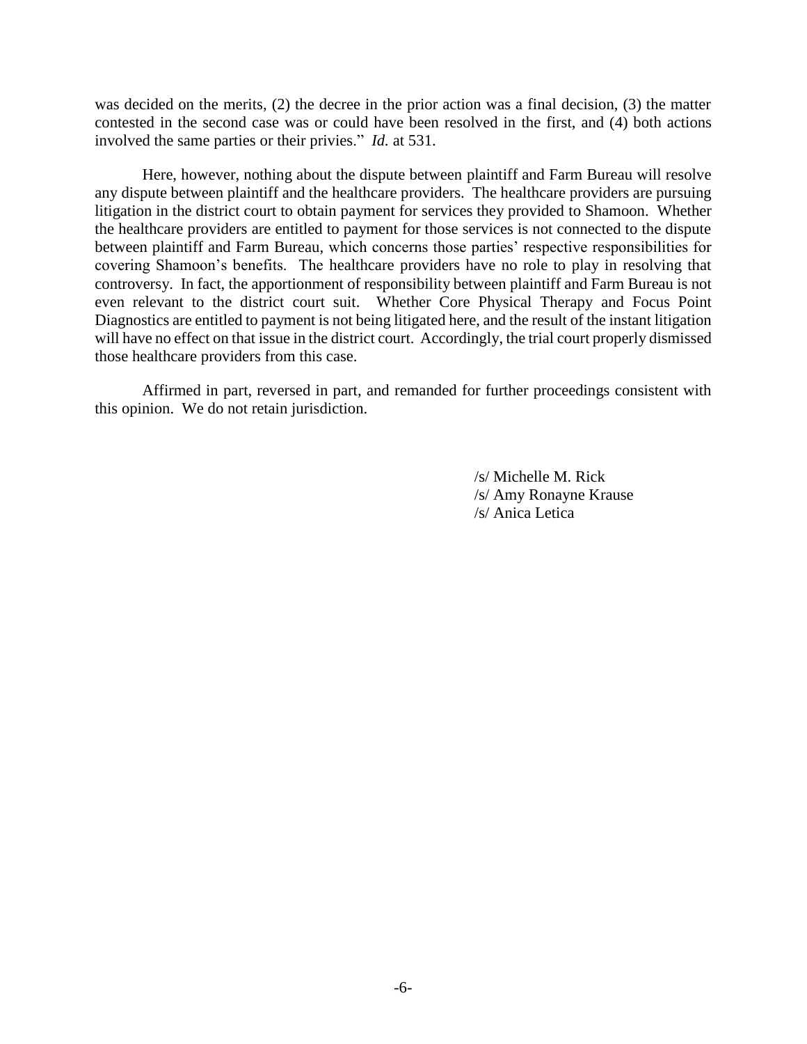was decided on the merits, (2) the decree in the prior action was a final decision, (3) the matter contested in the second case was or could have been resolved in the first, and (4) both actions involved the same parties or their privies." *Id.* at 531.

Here, however, nothing about the dispute between plaintiff and Farm Bureau will resolve any dispute between plaintiff and the healthcare providers. The healthcare providers are pursuing litigation in the district court to obtain payment for services they provided to Shamoon. Whether the healthcare providers are entitled to payment for those services is not connected to the dispute between plaintiff and Farm Bureau, which concerns those parties' respective responsibilities for covering Shamoon's benefits. The healthcare providers have no role to play in resolving that controversy. In fact, the apportionment of responsibility between plaintiff and Farm Bureau is not even relevant to the district court suit. Whether Core Physical Therapy and Focus Point Diagnostics are entitled to payment is not being litigated here, and the result of the instant litigation will have no effect on that issue in the district court. Accordingly, the trial court properly dismissed those healthcare providers from this case.

Affirmed in part, reversed in part, and remanded for further proceedings consistent with this opinion. We do not retain jurisdiction.

/s/ Michelle M. Rick
/s/ Amy Ronayne Krause
/s/ Anica Letica